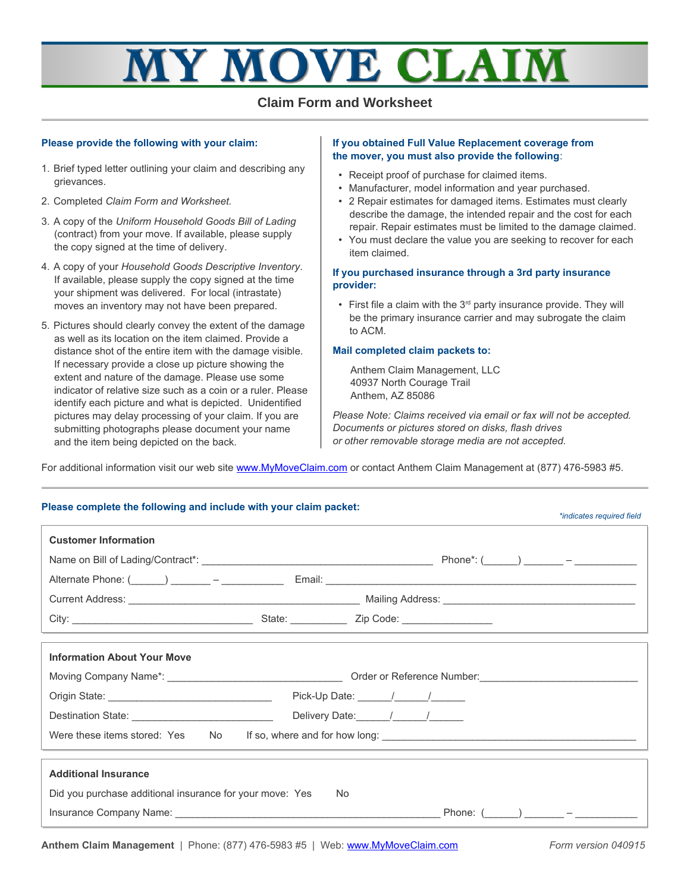# MY MOVE CLAIM

## Claim Form and Worksheet

**Please provide the following with your claim:**

1. Brief typed letter outlining your claim and describing any grievances.
2. Completed *Claim Form and Worksheet.*
3. A copy of the *Uniform Household Goods Bill of Lading* (contract) from your move. If available, please supply the copy signed at the time of delivery.
4. A copy of your *Household Goods Descriptive Inventory*. If available, please supply the copy signed at the time your shipment was delivered. For local (intrastate) moves an inventory may not have been prepared.
5. Pictures should clearly convey the extent of the damage as well as its location on the item claimed. Provide a distance shot of the entire item with the damage visible. If necessary provide a close up picture showing the extent and nature of the damage. Please use some indicator of relative size such as a coin or a ruler. Please identify each picture and what is depicted. Unidentified pictures may delay processing of your claim. If you are submitting photographs please document your name and the item being depicted on the back.

**If you obtained Full Value Replacement coverage from the mover, you must also provide the following**:

- Receipt proof of purchase for claimed items.
- Manufacturer, model information and year purchased.
- 2 Repair estimates for damaged items. Estimates must clearly describe the damage, the intended repair and the cost for each repair. Repair estimates must be limited to the damage claimed.
- You must declare the value you are seeking to recover for each item claimed.

**If you purchased insurance through a 3rd party insurance provider:**

- First file a claim with the 3rd party insurance provide. They will be the primary insurance carrier and may subrogate the claim to ACM.

**Mail completed claim packets to:**

Anthem Claim Management, LLC
40937 North Courage Trail
Anthem, AZ 85086

*Please Note: Claims received via email or fax will not be accepted. Documents or pictures stored on disks, flash drives or other removable storage media are not accepted.*

For additional information visit our web site www.MyMoveClaim.com or contact Anthem Claim Management at (877) 476-5983 #5.

**Please complete the following and include with your claim packet:**

*\*indicates required field*

### Customer Information

Name on Bill of Lading/Contract*: ________________________ Phone*: (_____) _______ – __________

Alternate Phone: (_____) _______ – __________ Email: ________________________

Current Address: ________________________ Mailing Address: ________________________

City: ________________ State: ________ Zip Code: ____________

### Information About Your Move

Moving Company Name*: ________________________ Order or Reference Number: ________________________

Origin State: ________________________ Pick-Up Date: _____/_____/_____

Destination State: ________________________ Delivery Date: _____/_____/_____

Were these items stored: Yes No If so, where and for how long: ________________________

### Additional Insurance

Did you purchase additional insurance for your move: Yes No

Insurance Company Name: ________________________ Phone: (_____) _______ – __________

**Anthem Claim Management** | Phone: (877) 476-5983 #5 | Web: www.MyMoveClaim.com *Form version 040915*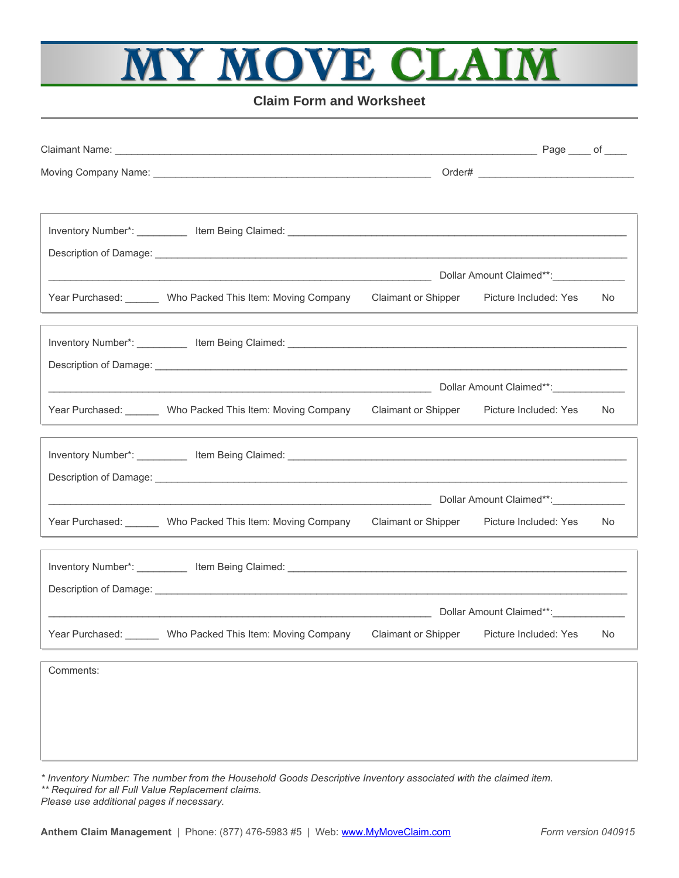# MY MOVE CLAIM

## Claim Form and Worksheet

Claimant Name: ___________________________________________________________________________ Page ____ of ____

Moving Company Name: __________________________________________________ Order# ___________________________

---

Inventory Number*: _________ Item Being Claimed: _____________________________________________________________

Description of Damage: ________________________________________________________________________________

____________________________________________________________________ Dollar Amount Claimed**:_____________

Year Purchased: ______ Who Packed This Item: Moving Company Claimant or Shipper Picture Included: Yes No

---

Inventory Number*: _________ Item Being Claimed: _____________________________________________________________

Description of Damage: ________________________________________________________________________________

____________________________________________________________________ Dollar Amount Claimed**:_____________

Year Purchased: ______ Who Packed This Item: Moving Company Claimant or Shipper Picture Included: Yes No

---

Inventory Number*: _________ Item Being Claimed: _____________________________________________________________

Description of Damage: ________________________________________________________________________________

____________________________________________________________________ Dollar Amount Claimed**:_____________

Year Purchased: ______ Who Packed This Item: Moving Company Claimant or Shipper Picture Included: Yes No

---

Inventory Number*: _________ Item Being Claimed: _____________________________________________________________

Description of Damage: ________________________________________________________________________________

____________________________________________________________________ Dollar Amount Claimed**:_____________

Year Purchased: ______ Who Packed This Item: Moving Company Claimant or Shipper Picture Included: Yes No

---

Comments:

---

*\* Inventory Number: The number from the Household Goods Descriptive Inventory associated with the claimed item.*
*\*\* Required for all Full Value Replacement claims.*
*Please use additional pages if necessary.*

**Anthem Claim Management** | Phone: (877) 476-5983 #5 | Web: www.MyMoveClaim.com *Form version 040915*